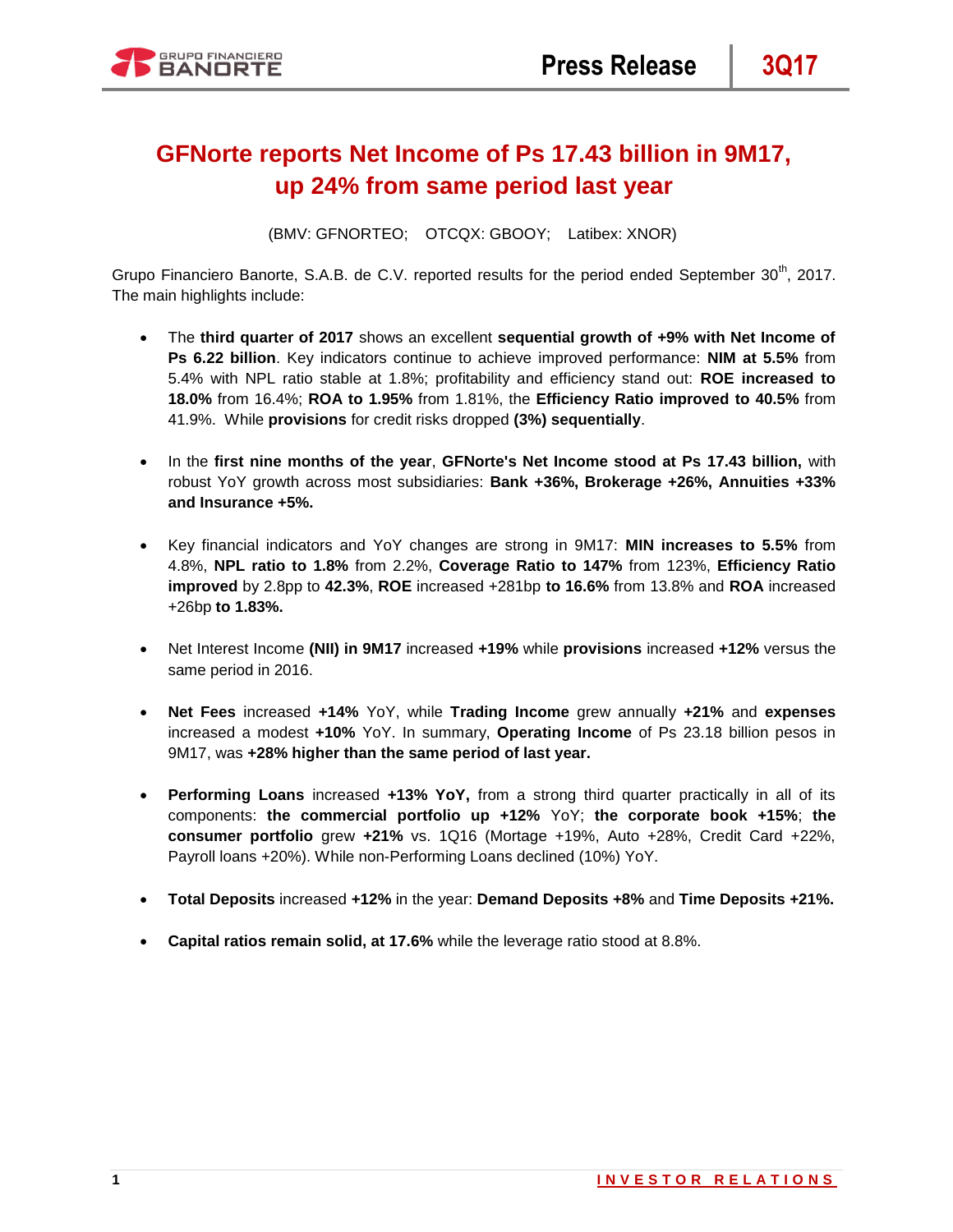# GFNorte reports Net Income of Ps 17.43 billion in 9M17, up 24% from same period last year

(BMV: GFNORTEO; OTCQX: GBOOY; Latibex: XNOR)

Grupo Financiero Banorte, S.A.B. de C.V. reported results for the period ended September 30th, 2017. The main highlights include:

- The **third quarter of 2017** shows an excellent **sequential growth of +9% with Net Income of Ps 6.22 billion**. Key indicators continue to achieve improved performance: **NIM at 5.5%** from 5.4% with NPL ratio stable at 1.8%; profitability and efficiency stand out: **ROE increased to 18.0%** from 16.4%; **ROA to 1.95%** from 1.81%, the **Efficiency Ratio improved to 40.5%** from 41.9%. While **provisions** for credit risks dropped **(3%) sequentially**.

- In the **first nine months of the year**, **GFNorte's Net Income stood at Ps 17.43 billion,** with robust YoY growth across most subsidiaries: **Bank +36%, Brokerage +26%, Annuities +33% and Insurance +5%.**

- Key financial indicators and YoY changes are strong in 9M17: **MIN increases to 5.5%** from 4.8%, **NPL ratio to 1.8%** from 2.2%, **Coverage Ratio to 147%** from 123%, **Efficiency Ratio improved** by 2.8pp to **42.3%**, **ROE** increased +281bp **to 16.6%** from 13.8% and **ROA** increased +26bp **to 1.83%.**

- Net Interest Income **(NII) in 9M17** increased **+19%** while **provisions** increased **+12%** versus the same period in 2016.

- **Net Fees** increased **+14%** YoY, while **Trading Income** grew annually **+21%** and **expenses** increased a modest **+10%** YoY. In summary, **Operating Income** of Ps 23.18 billion pesos in 9M17, was **+28% higher than the same period of last year.**

- **Performing Loans** increased **+13% YoY,** from a strong third quarter practically in all of its components: **the commercial portfolio up +12%** YoY; **the corporate book +15%**; **the consumer portfolio** grew **+21%** vs. 1Q16 (Mortage +19%, Auto +28%, Credit Card +22%, Payroll loans +20%). While non-Performing Loans declined (10%) YoY.

- **Total Deposits** increased **+12%** in the year: **Demand Deposits +8%** and **Time Deposits +21%.**

- **Capital ratios remain solid, at 17.6%** while the leverage ratio stood at 8.8%.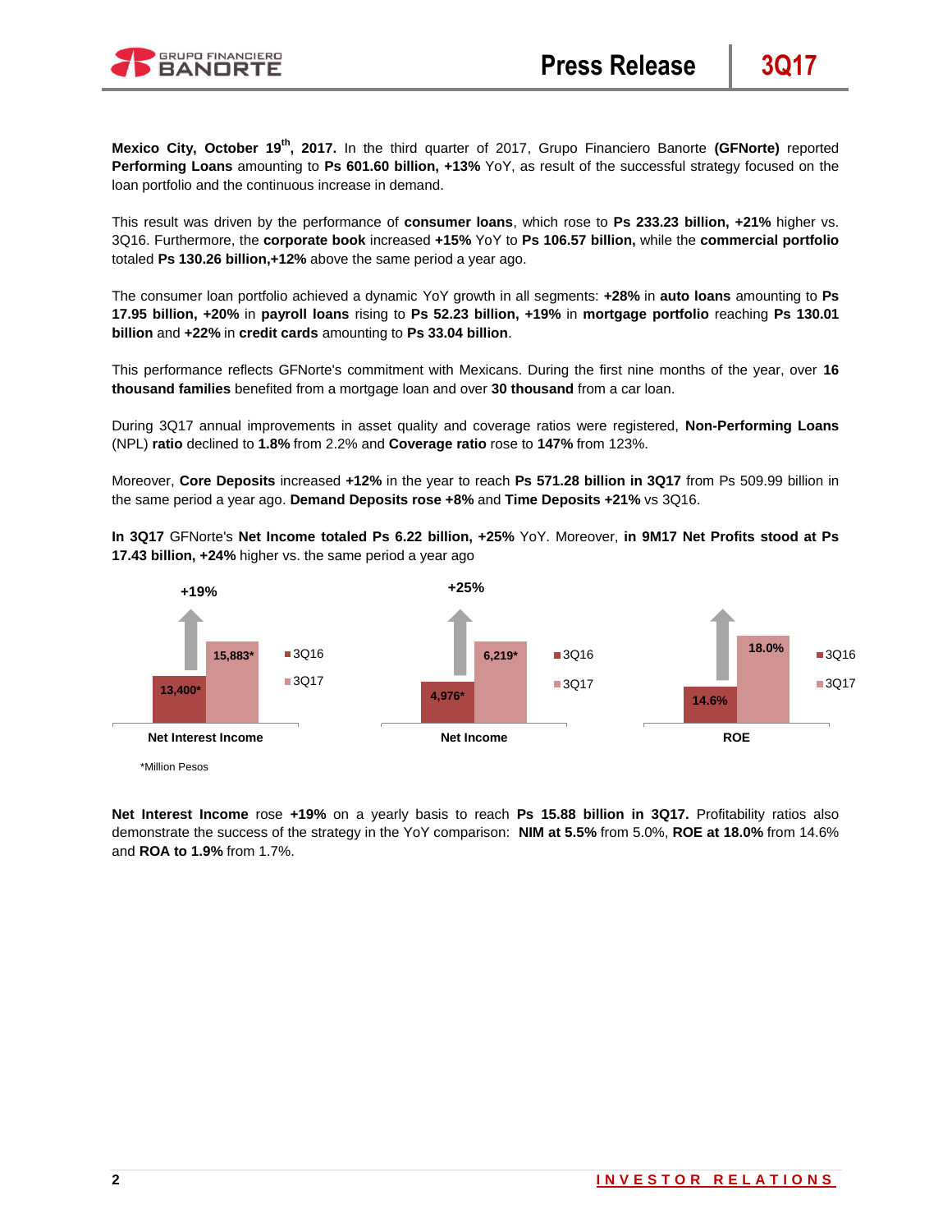**Mexico City, October 19th, 2017.** In the third quarter of 2017, Grupo Financiero Banorte **(GFNorte)** reported **Performing Loans** amounting to **Ps 601.60 billion, +13%** YoY, as result of the successful strategy focused on the loan portfolio and the continuous increase in demand.

This result was driven by the performance of **consumer loans**, which rose to **Ps 233.23 billion, +21%** higher vs. 3Q16. Furthermore, the **corporate book** increased **+15%** YoY to **Ps 106.57 billion,** while the **commercial portfolio** totaled **Ps 130.26 billion,+12%** above the same period a year ago.

The consumer loan portfolio achieved a dynamic YoY growth in all segments: **+28%** in **auto loans** amounting to **Ps 17.95 billion, +20%** in **payroll loans** rising to **Ps 52.23 billion, +19%** in **mortgage portfolio** reaching **Ps 130.01 billion** and **+22%** in **credit cards** amounting to **Ps 33.04 billion**.

This performance reflects GFNorte's commitment with Mexicans. During the first nine months of the year, over **16 thousand families** benefited from a mortgage loan and over **30 thousand** from a car loan.

During 3Q17 annual improvements in asset quality and coverage ratios were registered, **Non-Performing Loans** (NPL) **ratio** declined to **1.8%** from 2.2% and **Coverage ratio** rose to **147%** from 123%.

Moreover, **Core Deposits** increased **+12%** in the year to reach **Ps 571.28 billion in 3Q17** from Ps 509.99 billion in the same period a year ago. **Demand Deposits rose +8%** and **Time Deposits +21%** vs 3Q16.

**In 3Q17** GFNorte's **Net Income totaled Ps 6.22 billion, +25%** YoY. Moreover, **in 9M17 Net Profits stood at Ps 17.43 billion, +24%** higher vs. the same period a year ago

| | 3Q16 | 3Q17 | Change |
|---|---|---|---|
| **Net Interest Income** | 13,400* | 15,883* | +19% |
| **Net Income** | 4,976* | 6,219* | +25% |
| **ROE** | 14.6% | 18.0% | |

*Million Pesos

**Net Interest Income** rose **+19%** on a yearly basis to reach **Ps 15.88 billion in 3Q17.** Profitability ratios also demonstrate the success of the strategy in the YoY comparison: **NIM at 5.5%** from 5.0%, **ROE at 18.0%** from 14.6% and **ROA to 1.9%** from 1.7%.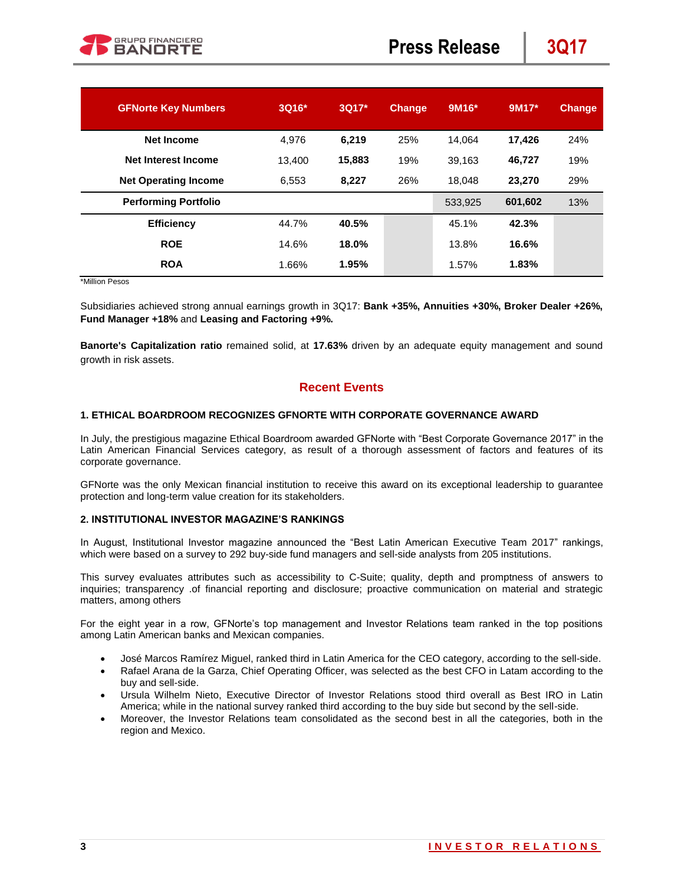| GFNorte Key Numbers | 3Q16* | 3Q17* | Change | 9M16* | 9M17* | Change |
|---|---|---|---|---|---|---|
| **Net Income** | 4,976 | **6,219** | 25% | 14,064 | **17,426** | 24% |
| **Net Interest Income** | 13,400 | **15,883** | 19% | 39,163 | **46,727** | 19% |
| **Net Operating Income** | 6,553 | **8,227** | 26% | 18,048 | **23,270** | 29% |
| **Performing Portfolio** | | | | 533,925 | **601,602** | 13% |
| **Efficiency** | 44.7% | **40.5%** | | 45.1% | **42.3%** | |
| **ROE** | 14.6% | **18.0%** | | 13.8% | **16.6%** | |
| **ROA** | 1.66% | **1.95%** | | 1.57% | **1.83%** | |

*Million Pesos

Subsidiaries achieved strong annual earnings growth in 3Q17: **Bank +35%, Annuities +30%, Broker Dealer +26%, Fund Manager +18%** and **Leasing and Factoring +9%.**

**Banorte's Capitalization ratio** remained solid, at **17.63%** driven by an adequate equity management and sound growth in risk assets.

## Recent Events

### 1. ETHICAL BOARDROOM RECOGNIZES GFNORTE WITH CORPORATE GOVERNANCE AWARD

In July, the prestigious magazine Ethical Boardroom awarded GFNorte with "Best Corporate Governance 2017" in the Latin American Financial Services category, as result of a thorough assessment of factors and features of its corporate governance.

GFNorte was the only Mexican financial institution to receive this award on its exceptional leadership to guarantee protection and long-term value creation for its stakeholders.

### 2. INSTITUTIONAL INVESTOR MAGAZINE'S RANKINGS

In August, Institutional Investor magazine announced the "Best Latin American Executive Team 2017" rankings, which were based on a survey to 292 buy-side fund managers and sell-side analysts from 205 institutions.

This survey evaluates attributes such as accessibility to C-Suite; quality, depth and promptness of answers to inquiries; transparency .of financial reporting and disclosure; proactive communication on material and strategic matters, among others

For the eight year in a row, GFNorte's top management and Investor Relations team ranked in the top positions among Latin American banks and Mexican companies.

- José Marcos Ramírez Miguel, ranked third in Latin America for the CEO category, according to the sell-side.
- Rafael Arana de la Garza, Chief Operating Officer, was selected as the best CFO in Latam according to the buy and sell-side.
- Ursula Wilhelm Nieto, Executive Director of Investor Relations stood third overall as Best IRO in Latin America; while in the national survey ranked third according to the buy side but second by the sell-side.
- Moreover, the Investor Relations team consolidated as the second best in all the categories, both in the region and Mexico.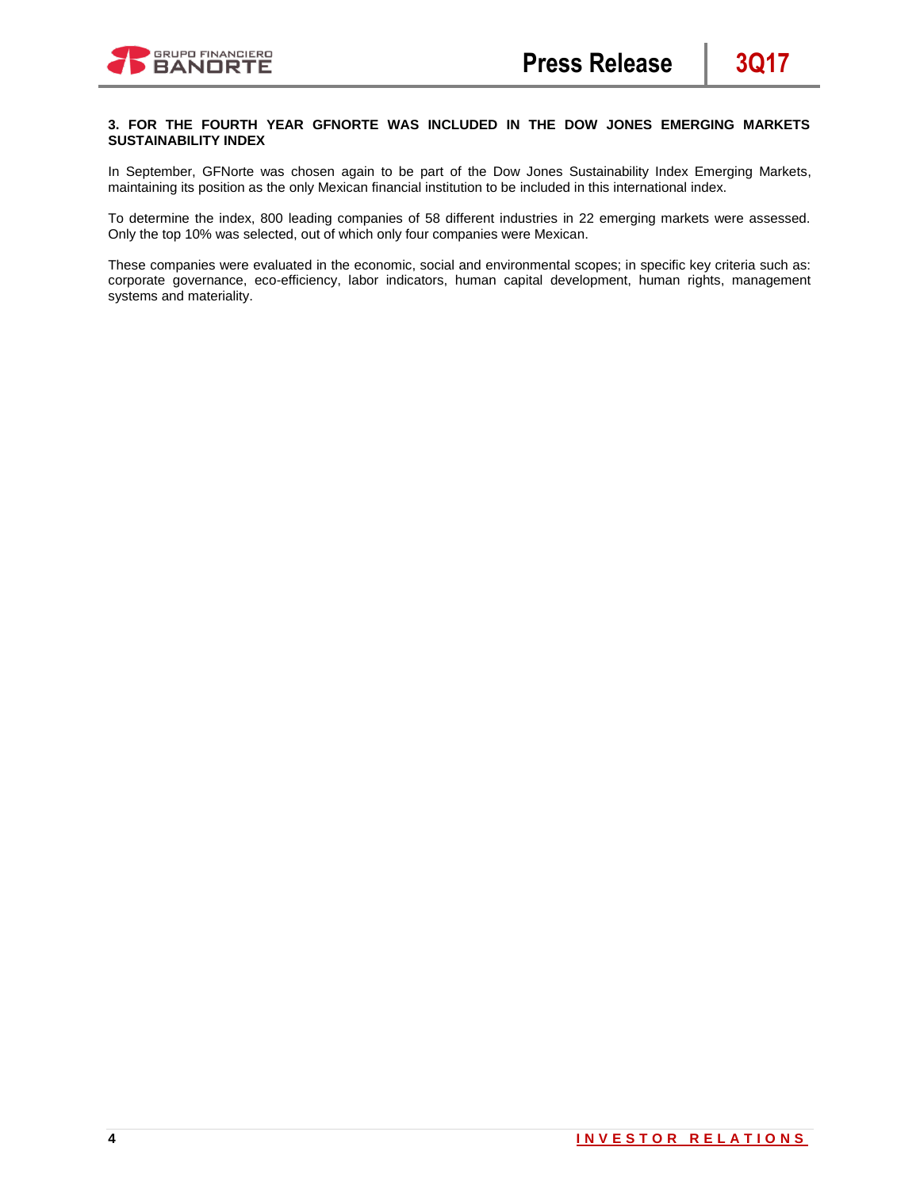### 3. FOR THE FOURTH YEAR GFNORTE WAS INCLUDED IN THE DOW JONES EMERGING MARKETS SUSTAINABILITY INDEX

In September, GFNorte was chosen again to be part of the Dow Jones Sustainability Index Emerging Markets, maintaining its position as the only Mexican financial institution to be included in this international index.

To determine the index, 800 leading companies of 58 different industries in 22 emerging markets were assessed. Only the top 10% was selected, out of which only four companies were Mexican.

These companies were evaluated in the economic, social and environmental scopes; in specific key criteria such as: corporate governance, eco-efficiency, labor indicators, human capital development, human rights, management systems and materiality.